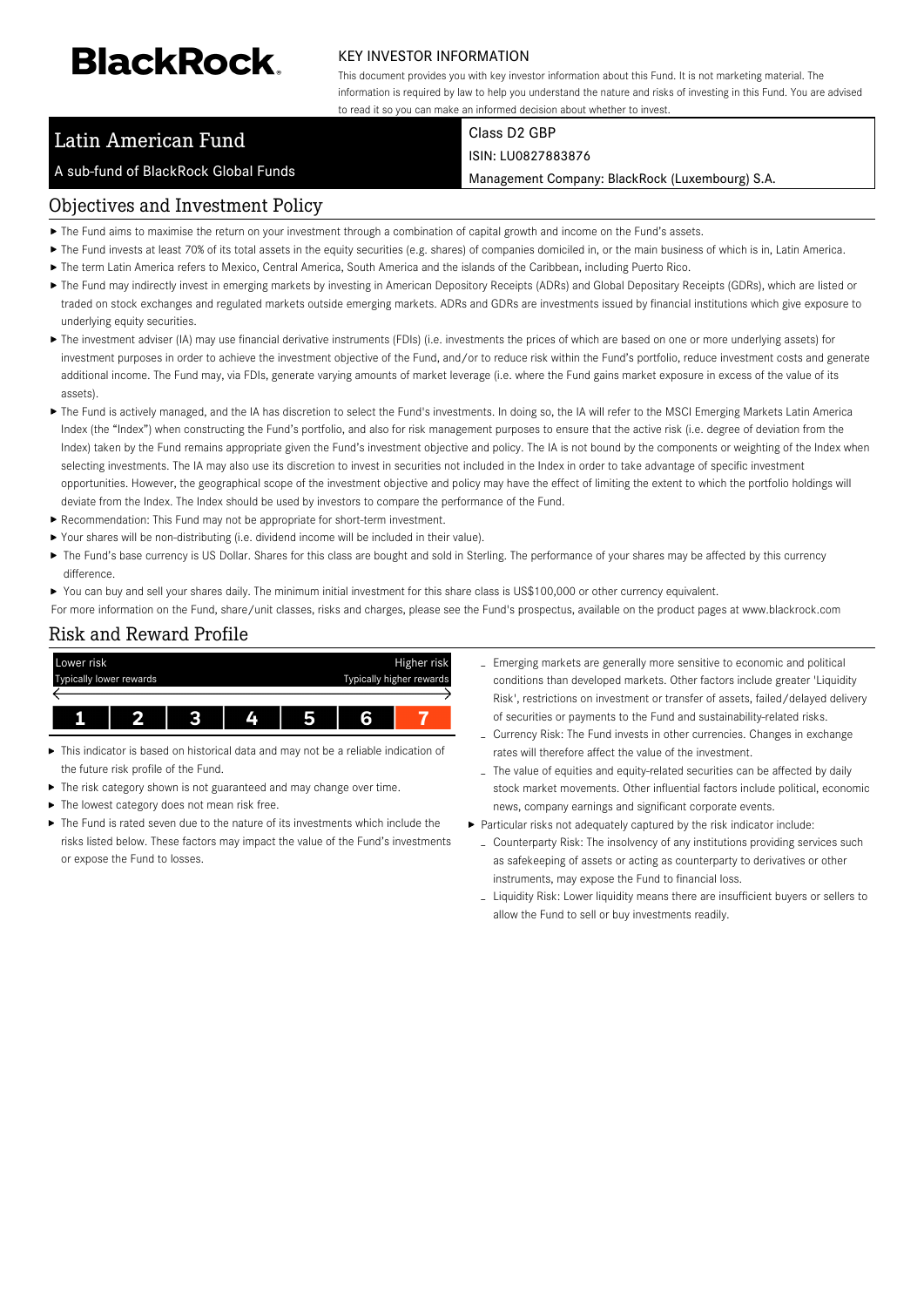# BlackRock.

## KEY INVESTOR INFORMATION

This document provides you with key investor information about this Fund. It is not marketing material. The information is required by law to help you understand the nature and risks of investing in this Fund. You are advised to read it so you can make an informed decision about whether to invest.

| Latin American Fund | Class D2 GBP |
| --- | --- |
| A sub-fund of BlackRock Global Funds | ISIN: LU0827883876 |
| | Management Company: BlackRock (Luxembourg) S.A. |

## Objectives and Investment Policy

- The Fund aims to maximise the return on your investment through a combination of capital growth and income on the Fund's assets.
- The Fund invests at least 70% of its total assets in the equity securities (e.g. shares) of companies domiciled in, or the main business of which is in, Latin America.
- The term Latin America refers to Mexico, Central America, South America and the islands of the Caribbean, including Puerto Rico.
- The Fund may indirectly invest in emerging markets by investing in American Depository Receipts (ADRs) and Global Depositary Receipts (GDRs), which are listed or traded on stock exchanges and regulated markets outside emerging markets. ADRs and GDRs are investments issued by financial institutions which give exposure to underlying equity securities.
- The investment adviser (IA) may use financial derivative instruments (FDIs) (i.e. investments the prices of which are based on one or more underlying assets) for investment purposes in order to achieve the investment objective of the Fund, and/or to reduce risk within the Fund's portfolio, reduce investment costs and generate additional income. The Fund may, via FDIs, generate varying amounts of market leverage (i.e. where the Fund gains market exposure in excess of the value of its assets).
- The Fund is actively managed, and the IA has discretion to select the Fund's investments. In doing so, the IA will refer to the MSCI Emerging Markets Latin America Index (the "Index") when constructing the Fund's portfolio, and also for risk management purposes to ensure that the active risk (i.e. degree of deviation from the Index) taken by the Fund remains appropriate given the Fund's investment objective and policy. The IA is not bound by the components or weighting of the Index when selecting investments. The IA may also use its discretion to invest in securities not included in the Index in order to take advantage of specific investment opportunities. However, the geographical scope of the investment objective and policy may have the effect of limiting the extent to which the portfolio holdings will deviate from the Index. The Index should be used by investors to compare the performance of the Fund.
- Recommendation: This Fund may not be appropriate for short-term investment.
- Your shares will be non-distributing (i.e. dividend income will be included in their value).
- The Fund's base currency is US Dollar. Shares for this class are bought and sold in Sterling. The performance of your shares may be affected by this currency difference.
- You can buy and sell your shares daily. The minimum initial investment for this share class is US$100,000 or other currency equivalent.

For more information on the Fund, share/unit classes, risks and charges, please see the Fund's prospectus, available on the product pages at www.blackrock.com

## Risk and Reward Profile

| Lower risk<br>Typically lower rewards | | | | | | Higher risk<br>Typically higher rewards |
| --- | --- | --- | --- | --- | --- | --- |
| 1 | 2 | 3 | 4 | 5 | 6 | **7** |

- This indicator is based on historical data and may not be a reliable indication of the future risk profile of the Fund.
- The risk category shown is not guaranteed and may change over time.
- The lowest category does not mean risk free.
- The Fund is rated seven due to the nature of its investments which include the risks listed below. These factors may impact the value of the Fund's investments or expose the Fund to losses.
  - Emerging markets are generally more sensitive to economic and political conditions than developed markets. Other factors include greater 'Liquidity Risk', restrictions on investment or transfer of assets, failed/delayed delivery of securities or payments to the Fund and sustainability-related risks.
  - Currency Risk: The Fund invests in other currencies. Changes in exchange rates will therefore affect the value of the investment.
  - The value of equities and equity-related securities can be affected by daily stock market movements. Other influential factors include political, economic news, company earnings and significant corporate events.
- Particular risks not adequately captured by the risk indicator include:
  - Counterparty Risk: The insolvency of any institutions providing services such as safekeeping of assets or acting as counterparty to derivatives or other instruments, may expose the Fund to financial loss.
  - Liquidity Risk: Lower liquidity means there are insufficient buyers or sellers to allow the Fund to sell or buy investments readily.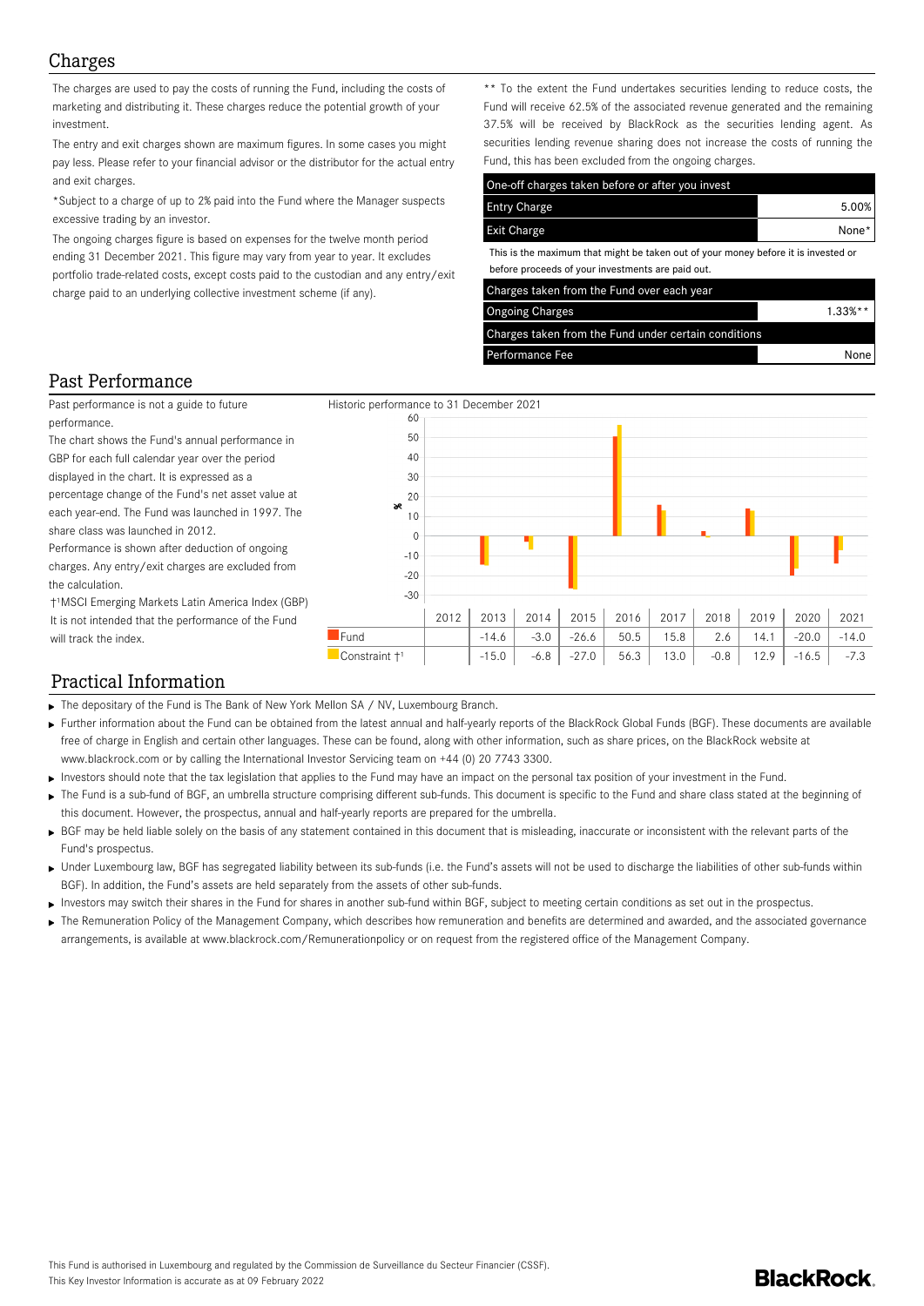## Charges

The charges are used to pay the costs of running the Fund, including the costs of marketing and distributing it. These charges reduce the potential growth of your investment.

The entry and exit charges shown are maximum figures. In some cases you might pay less. Please refer to your financial advisor or the distributor for the actual entry and exit charges.

*Subject to a charge of up to 2% paid into the Fund where the Manager suspects excessive trading by an investor.

The ongoing charges figure is based on expenses for the twelve month period ending 31 December 2021. This figure may vary from year to year. It excludes portfolio trade-related costs, except costs paid to the custodian and any entry/exit charge paid to an underlying collective investment scheme (if any).

** To the extent the Fund undertakes securities lending to reduce costs, the Fund will receive 62.5% of the associated revenue generated and the remaining 37.5% will be received by BlackRock as the securities lending agent. As securities lending revenue sharing does not increase the costs of running the Fund, this has been excluded from the ongoing charges.

| One-off charges taken before or after you invest | |
|---|---|
| Entry Charge | 5.00% |
| Exit Charge | None* |

This is the maximum that might be taken out of your money before it is invested or before proceeds of your investments are paid out.

| Charges taken from the Fund over each year | |
|---|---|
| Ongoing Charges | 1.33%** |

| Charges taken from the Fund under certain conditions | |
|---|---|
| Performance Fee | None |

## Past Performance

Past performance is not a guide to future performance.

The chart shows the Fund's annual performance in GBP for each full calendar year over the period displayed in the chart. It is expressed as a percentage change of the Fund's net asset value at each year-end. The Fund was launched in 1997. The share class was launched in 2012.

Performance is shown after deduction of ongoing charges. Any entry/exit charges are excluded from the calculation.

†[1]MSCI Emerging Markets Latin America Index (GBP)

It is not intended that the performance of the Fund will track the index.

Historic performance to 31 December 2021

%

60
50
40
30
20
10
0
-10
-20
-30

| | 2012 | 2013 | 2014 | 2015 | 2016 | 2017 | 2018 | 2019 | 2020 | 2021 |
|---|---|---|---|---|---|---|---|---|---|---|
| Fund | | -14.6 | -3.0 | -26.6 | 50.5 | 15.8 | 2.6 | 14.1 | -20.0 | -14.0 |
| Constraint †[1] | | -15.0 | -6.8 | -27.0 | 56.3 | 13.0 | -0.8 | 12.9 | -16.5 | -7.3 |

## Practical Information

- The depositary of the Fund is The Bank of New York Mellon SA / NV, Luxembourg Branch.
- Further information about the Fund can be obtained from the latest annual and half-yearly reports of the BlackRock Global Funds (BGF). These documents are available free of charge in English and certain other languages. These can be found, along with other information, such as share prices, on the BlackRock website at www.blackrock.com or by calling the International Investor Servicing team on +44 (0) 20 7743 3300.
- Investors should note that the tax legislation that applies to the Fund may have an impact on the personal tax position of your investment in the Fund.
- The Fund is a sub-fund of BGF, an umbrella structure comprising different sub-funds. This document is specific to the Fund and share class stated at the beginning of this document. However, the prospectus, annual and half-yearly reports are prepared for the umbrella.
- BGF may be held liable solely on the basis of any statement contained in this document that is misleading, inaccurate or inconsistent with the relevant parts of the Fund's prospectus.
- Under Luxembourg law, BGF has segregated liability between its sub-funds (i.e. the Fund's assets will not be used to discharge the liabilities of other sub-funds within BGF). In addition, the Fund's assets are held separately from the assets of other sub-funds.
- Investors may switch their shares in the Fund for shares in another sub-fund within BGF, subject to meeting certain conditions as set out in the prospectus.
- The Remuneration Policy of the Management Company, which describes how remuneration and benefits are determined and awarded, and the associated governance arrangements, is available at www.blackrock.com/Remunerationpolicy or on request from the registered office of the Management Company.

This Fund is authorised in Luxembourg and regulated by the Commission de Surveillance du Secteur Financier (CSSF).
This Key Investor Information is accurate as at 09 February 2022

BlackRock.